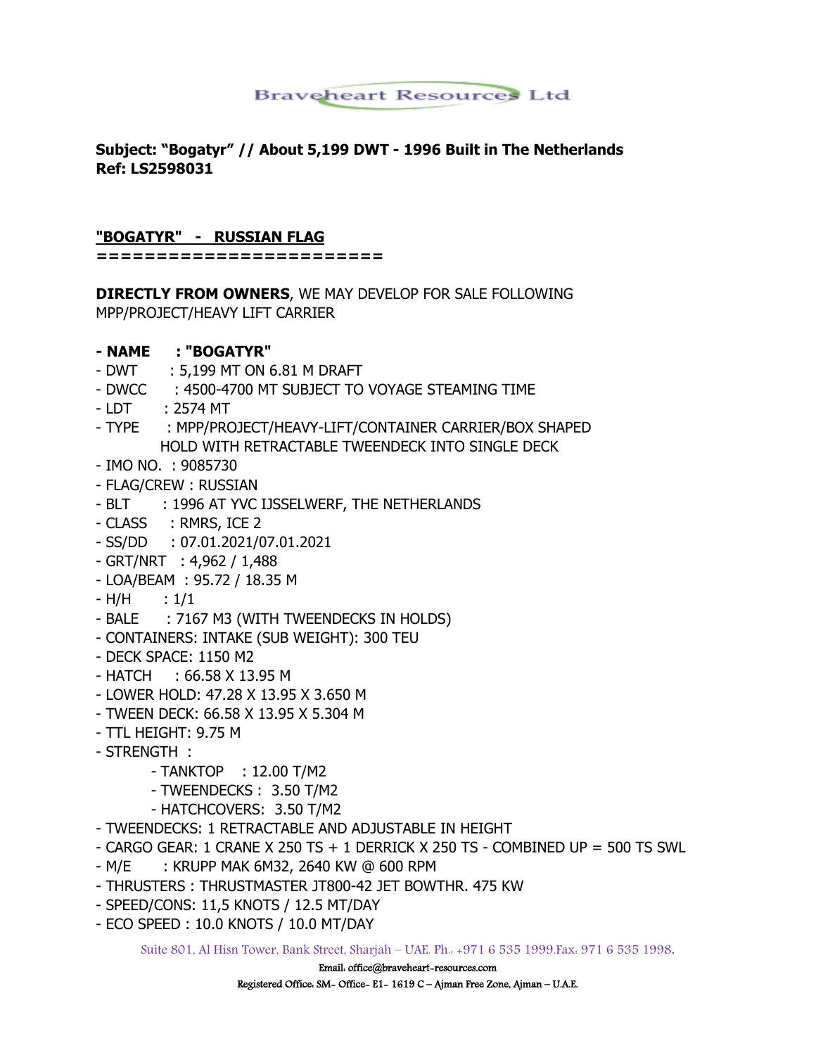Braveheart Resources Ltd

**Subject: "Bogatyr" // About 5,199 DWT - 1996 Built in The Netherlands**
**Ref: LS2598031**

**"BOGATYR" - RUSSIAN FLAG**
**========================**

**DIRECTLY FROM OWNERS**, WE MAY DEVELOP FOR SALE FOLLOWING MPP/PROJECT/HEAVY LIFT CARRIER

- **NAME : "BOGATYR"**
- DWT : 5,199 MT ON 6.81 M DRAFT
- DWCC : 4500-4700 MT SUBJECT TO VOYAGE STEAMING TIME
- LDT : 2574 MT
- TYPE : MPP/PROJECT/HEAVY-LIFT/CONTAINER CARRIER/BOX SHAPED HOLD WITH RETRACTABLE TWEENDECK INTO SINGLE DECK
- IMO NO. : 9085730
- FLAG/CREW : RUSSIAN
- BLT : 1996 AT YVC IJSSELWERF, THE NETHERLANDS
- CLASS : RMRS, ICE 2
- SS/DD : 07.01.2021/07.01.2021
- GRT/NRT : 4,962 / 1,488
- LOA/BEAM : 95.72 / 18.35 M
- H/H : 1/1
- BALE : 7167 M3 (WITH TWEENDECKS IN HOLDS)
- CONTAINERS: INTAKE (SUB WEIGHT): 300 TEU
- DECK SPACE: 1150 M2
- HATCH : 66.58 X 13.95 M
- LOWER HOLD: 47.28 X 13.95 X 3.650 M
- TWEEN DECK: 66.58 X 13.95 X 5.304 M
- TTL HEIGHT: 9.75 M
- STRENGTH :
  - TANKTOP : 12.00 T/M2
  - TWEENDECKS : 3.50 T/M2
  - HATCHCOVERS: 3.50 T/M2
- TWEENDECKS: 1 RETRACTABLE AND ADJUSTABLE IN HEIGHT
- CARGO GEAR: 1 CRANE X 250 TS + 1 DERRICK X 250 TS - COMBINED UP = 500 TS SWL
- M/E : KRUPP MAK 6M32, 2640 KW @ 600 RPM
- THRUSTERS : THRUSTMASTER JT800-42 JET BOWTHR. 475 KW
- SPEED/CONS: 11,5 KNOTS / 12.5 MT/DAY
- ECO SPEED : 10.0 KNOTS / 10.0 MT/DAY

Suite 801, Al Hisn Tower, Bank Street, Sharjah – UAE. Ph.: +971 6 535 1999.Fax: 971 6 535 1998.
Email: office@braveheart-resources.com
Registered Office: SM- Office- E1- 1619 C – Ajman Free Zone, Ajman – U.A.E.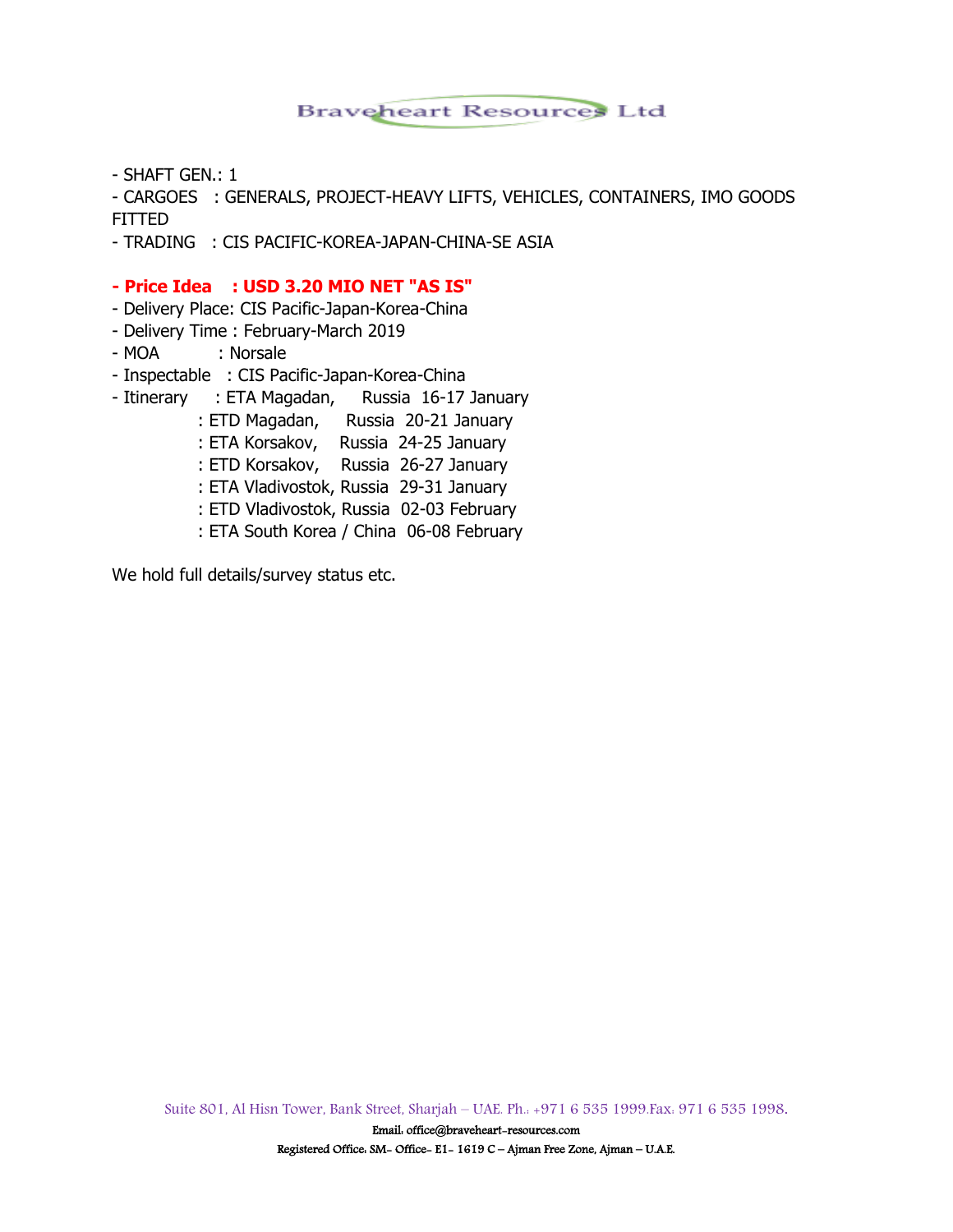- SHAFT GEN.: 1
- CARGOES : GENERALS, PROJECT-HEAVY LIFTS, VEHICLES, CONTAINERS, IMO GOODS FITTED
- TRADING : CIS PACIFIC-KOREA-JAPAN-CHINA-SE ASIA

**- Price Idea : USD 3.20 MIO NET "AS IS"**

- Delivery Place: CIS Pacific-Japan-Korea-China
- Delivery Time : February-March 2019
- MOA : Norsale
- Inspectable : CIS Pacific-Japan-Korea-China
- Itinerary : ETA Magadan, Russia 16-17 January
  : ETD Magadan, Russia 20-21 January
  : ETA Korsakov, Russia 24-25 January
  : ETD Korsakov, Russia 26-27 January
  : ETA Vladivostok, Russia 29-31 January
  : ETD Vladivostok, Russia 02-03 February
  : ETA South Korea / China 06-08 February

We hold full details/survey status etc.